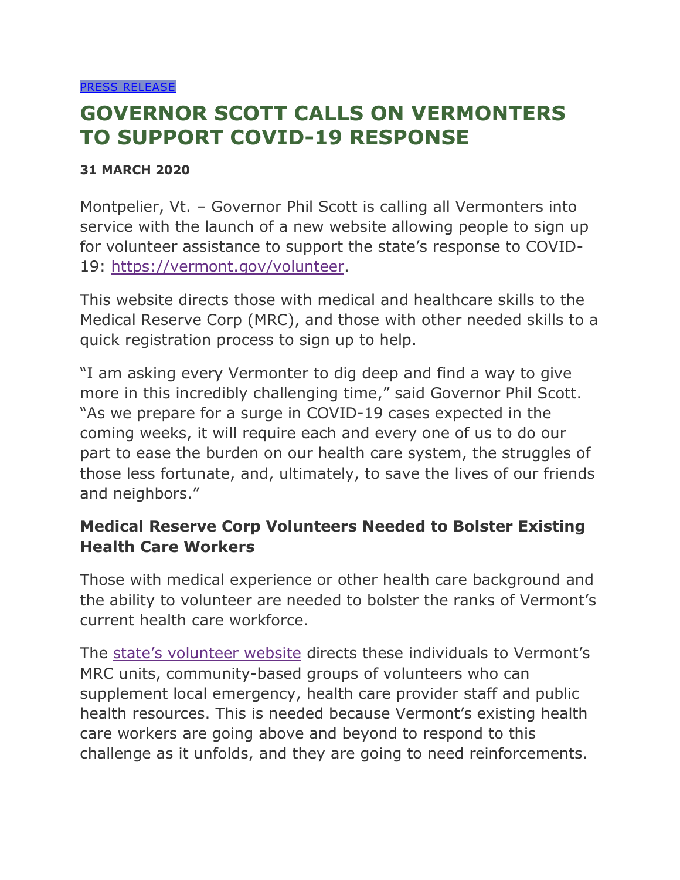[PRESS RELEASE](#)

# GOVERNOR SCOTT CALLS ON VERMONTERS TO SUPPORT COVID-19 RESPONSE

**31 MARCH 2020**

Montpelier, Vt. – Governor Phil Scott is calling all Vermonters into service with the launch of a new website allowing people to sign up for volunteer assistance to support the state's response to COVID-19: [https://vermont.gov/volunteer](https://vermont.gov/volunteer).

This website directs those with medical and healthcare skills to the Medical Reserve Corp (MRC), and those with other needed skills to a quick registration process to sign up to help.

"I am asking every Vermonter to dig deep and find a way to give more in this incredibly challenging time," said Governor Phil Scott. "As we prepare for a surge in COVID-19 cases expected in the coming weeks, it will require each and every one of us to do our part to ease the burden on our health care system, the struggles of those less fortunate, and, ultimately, to save the lives of our friends and neighbors."

### Medical Reserve Corp Volunteers Needed to Bolster Existing Health Care Workers

Those with medical experience or other health care background and the ability to volunteer are needed to bolster the ranks of Vermont's current health care workforce.

The [state's volunteer website](https://vermont.gov/volunteer) directs these individuals to Vermont's MRC units, community-based groups of volunteers who can supplement local emergency, health care provider staff and public health resources. This is needed because Vermont's existing health care workers are going above and beyond to respond to this challenge as it unfolds, and they are going to need reinforcements.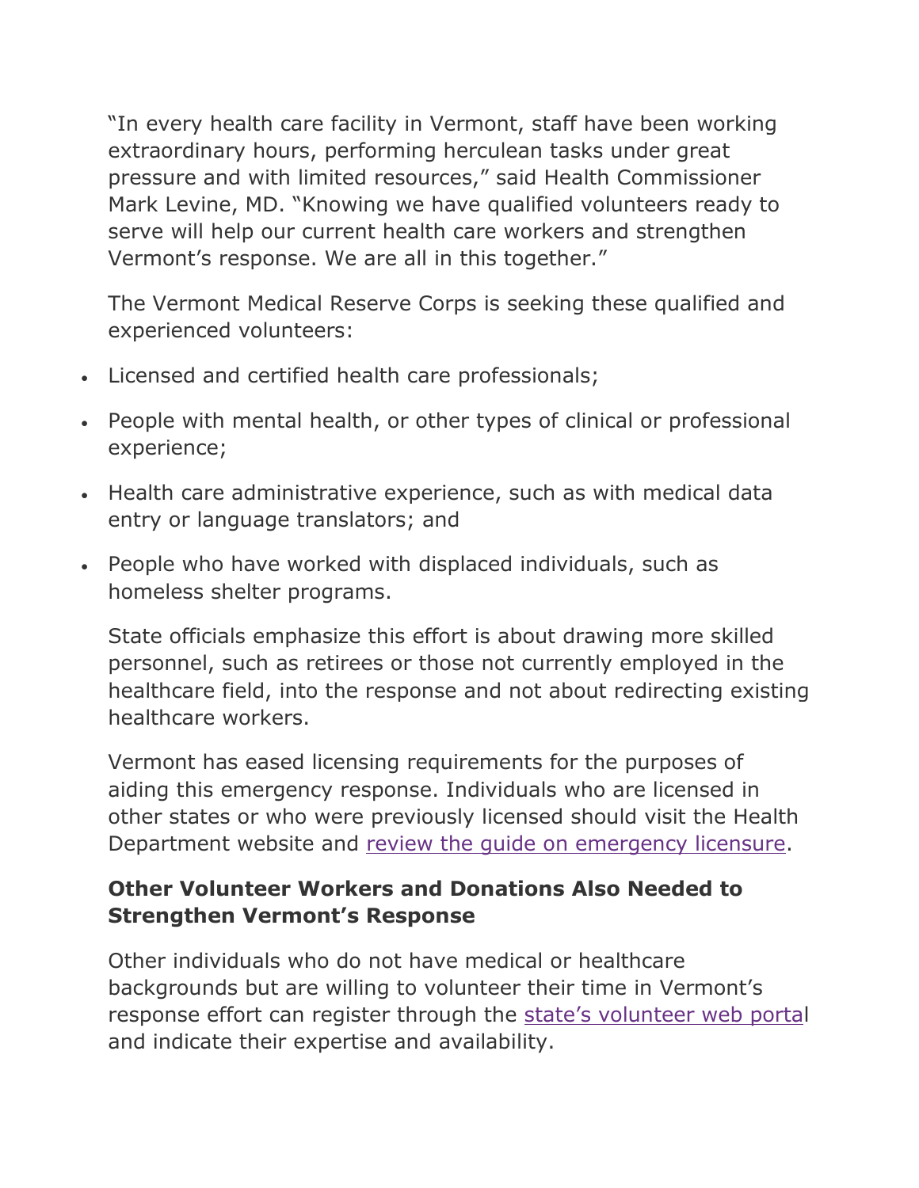"In every health care facility in Vermont, staff have been working extraordinary hours, performing herculean tasks under great pressure and with limited resources," said Health Commissioner Mark Levine, MD. "Knowing we have qualified volunteers ready to serve will help our current health care workers and strengthen Vermont's response. We are all in this together."

The Vermont Medical Reserve Corps is seeking these qualified and experienced volunteers:

- Licensed and certified health care professionals;
- People with mental health, or other types of clinical or professional experience;
- Health care administrative experience, such as with medical data entry or language translators; and
- People who have worked with displaced individuals, such as homeless shelter programs.

State officials emphasize this effort is about drawing more skilled personnel, such as retirees or those not currently employed in the healthcare field, into the response and not about redirecting existing healthcare workers.

Vermont has eased licensing requirements for the purposes of aiding this emergency response. Individuals who are licensed in other states or who were previously licensed should visit the Health Department website and review the guide on emergency licensure.

**Other Volunteer Workers and Donations Also Needed to Strengthen Vermont's Response**

Other individuals who do not have medical or healthcare backgrounds but are willing to volunteer their time in Vermont's response effort can register through the state's volunteer web portal and indicate their expertise and availability.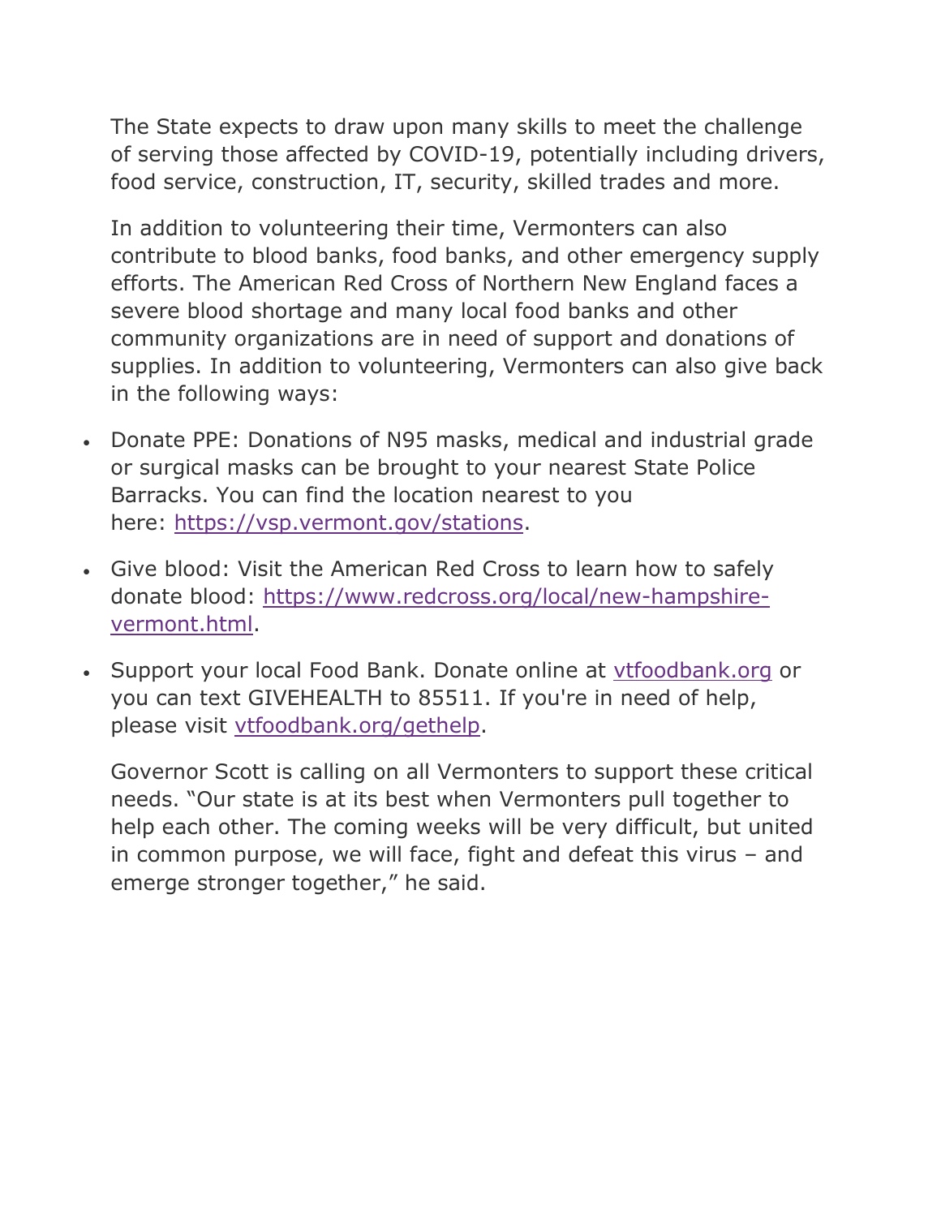The State expects to draw upon many skills to meet the challenge of serving those affected by COVID-19, potentially including drivers, food service, construction, IT, security, skilled trades and more.

In addition to volunteering their time, Vermonters can also contribute to blood banks, food banks, and other emergency supply efforts. The American Red Cross of Northern New England faces a severe blood shortage and many local food banks and other community organizations are in need of support and donations of supplies. In addition to volunteering, Vermonters can also give back in the following ways:

- Donate PPE: Donations of N95 masks, medical and industrial grade or surgical masks can be brought to your nearest State Police Barracks. You can find the location nearest to you here: [https://vsp.vermont.gov/stations](https://vsp.vermont.gov/stations).
- Give blood: Visit the American Red Cross to learn how to safely donate blood: [https://www.redcross.org/local/new-hampshire-vermont.html](https://www.redcross.org/local/new-hampshire-vermont.html).
- Support your local Food Bank. Donate online at [vtfoodbank.org](vtfoodbank.org) or you can text GIVEHEALTH to 85511. If you're in need of help, please visit [vtfoodbank.org/gethelp](vtfoodbank.org/gethelp).

Governor Scott is calling on all Vermonters to support these critical needs. "Our state is at its best when Vermonters pull together to help each other. The coming weeks will be very difficult, but united in common purpose, we will face, fight and defeat this virus – and emerge stronger together," he said.